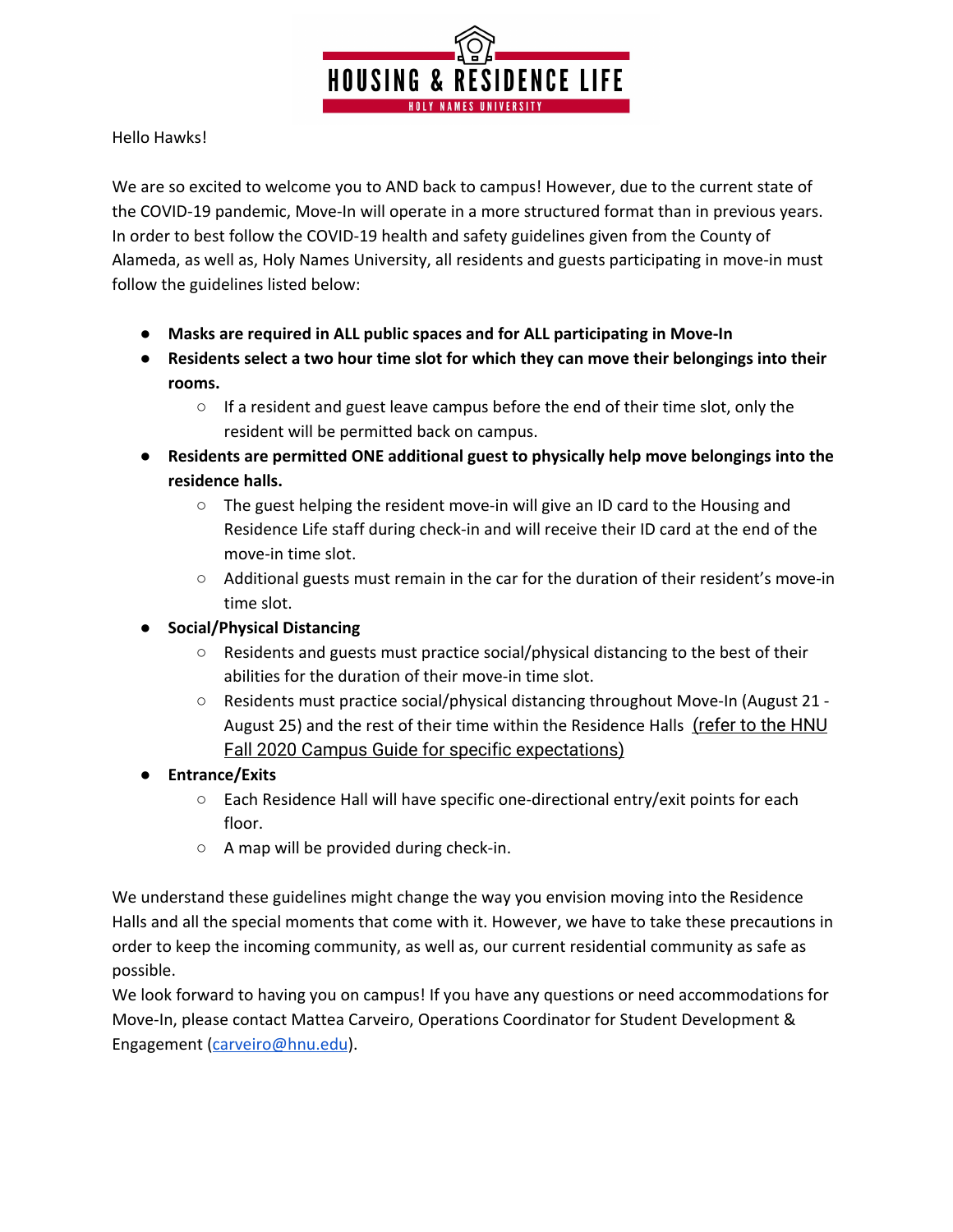# HOUSING & RESIDENCE LIFE

HOLY NAMES UNIVERSITY

Hello Hawks!

We are so excited to welcome you to AND back to campus! However, due to the current state of the COVID-19 pandemic, Move-In will operate in a more structured format than in previous years. In order to best follow the COVID-19 health and safety guidelines given from the County of Alameda, as well as, Holy Names University, all residents and guests participating in move-in must follow the guidelines listed below:

- **Masks are required in ALL public spaces and for ALL participating in Move-In**
- **Residents select a two hour time slot for which they can move their belongings into their rooms.**
    - If a resident and guest leave campus before the end of their time slot, only the resident will be permitted back on campus.
- **Residents are permitted ONE additional guest to physically help move belongings into the residence halls.**
    - The guest helping the resident move-in will give an ID card to the Housing and Residence Life staff during check-in and will receive their ID card at the end of the move-in time slot.
    - Additional guests must remain in the car for the duration of their resident's move-in time slot.
- **Social/Physical Distancing**
    - Residents and guests must practice social/physical distancing to the best of their abilities for the duration of their move-in time slot.
    - Residents must practice social/physical distancing throughout Move-In (August 21 - August 25) and the rest of their time within the Residence Halls (refer to the HNU Fall 2020 Campus Guide for specific expectations)
- **Entrance/Exits**
    - Each Residence Hall will have specific one-directional entry/exit points for each floor.
    - A map will be provided during check-in.

We understand these guidelines might change the way you envision moving into the Residence Halls and all the special moments that come with it. However, we have to take these precautions in order to keep the incoming community, as well as, our current residential community as safe as possible.

We look forward to having you on campus! If you have any questions or need accommodations for Move-In, please contact Mattea Carveiro, Operations Coordinator for Student Development & Engagement (carveiro@hnu.edu).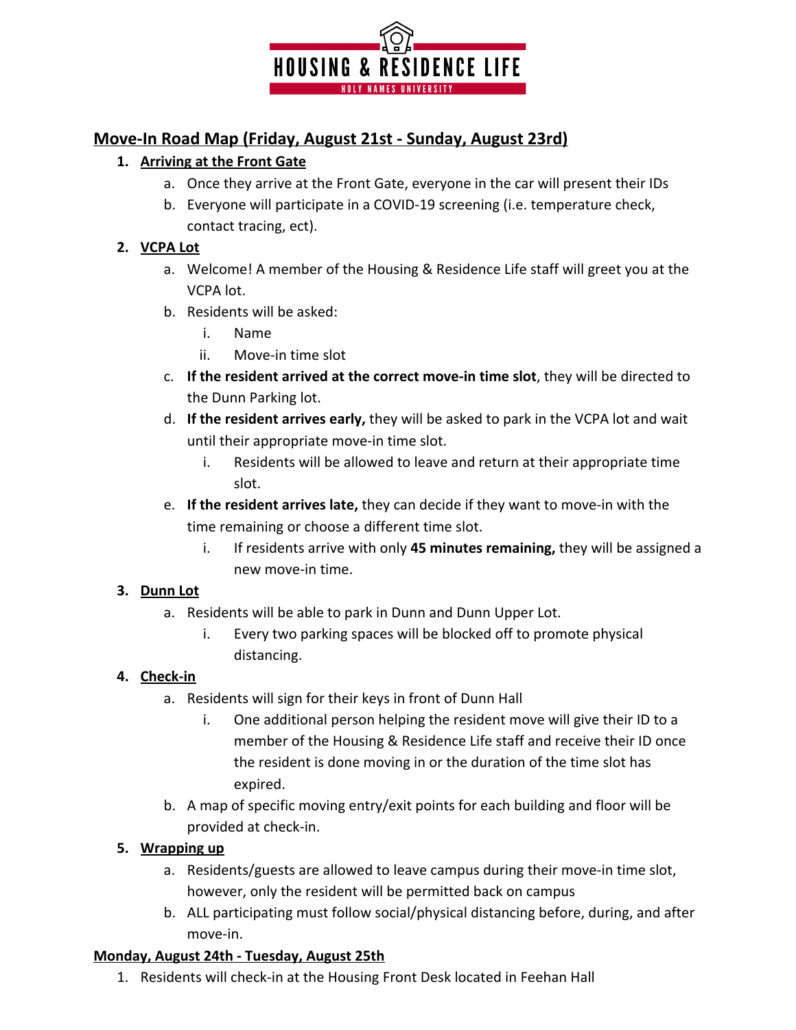## Move-In Road Map (Friday, August 21st - Sunday, August 23rd)

1. **Arriving at the Front Gate**
   a. Once they arrive at the Front Gate, everyone in the car will present their IDs
   b. Everyone will participate in a COVID-19 screening (i.e. temperature check, contact tracing, ect).
2. **VCPA Lot**
   a. Welcome! A member of the Housing & Residence Life staff will greet you at the VCPA lot.
   b. Residents will be asked:
      i. Name
      ii. Move-in time slot
   c. **If the resident arrived at the correct move-in time slot**, they will be directed to the Dunn Parking lot.
   d. **If the resident arrives early,** they will be asked to park in the VCPA lot and wait until their appropriate move-in time slot.
      i. Residents will be allowed to leave and return at their appropriate time slot.
   e. **If the resident arrives late,** they can decide if they want to move-in with the time remaining or choose a different time slot.
      i. If residents arrive with only **45 minutes remaining,** they will be assigned a new move-in time.
3. **Dunn Lot**
   a. Residents will be able to park in Dunn and Dunn Upper Lot.
      i. Every two parking spaces will be blocked off to promote physical distancing.
4. **Check-in**
   a. Residents will sign for their keys in front of Dunn Hall
      i. One additional person helping the resident move will give their ID to a member of the Housing & Residence Life staff and receive their ID once the resident is done moving in or the duration of the time slot has expired.
   b. A map of specific moving entry/exit points for each building and floor will be provided at check-in.
5. **Wrapping up**
   a. Residents/guests are allowed to leave campus during their move-in time slot, however, only the resident will be permitted back on campus
   b. ALL participating must follow social/physical distancing before, during, and after move-in.

**Monday, August 24th - Tuesday, August 25th**

1. Residents will check-in at the Housing Front Desk located in Feehan Hall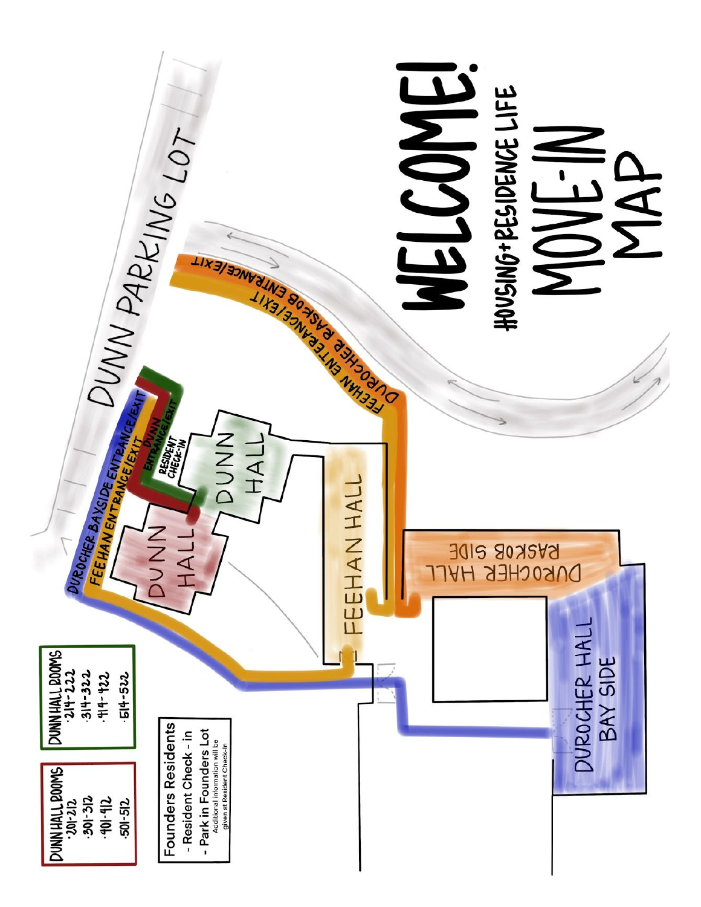# WELCOME!

## HOUSING + RESIDENCE LIFE

## MOVE-IN MAP

DUNN PARKING LOT

FEEHAN ENTRANCE/EXIT

DUROCHER RASKOB ENTRANCE/EXIT

DUROCHER BAYSIDE ENTRANCE/EXIT

FEEHAN ENTRANCE/EXIT

DUNN ENTRANCE/EXIT

RESIDENT CHECK-IN

DUNN HALL

DUNN HALL

FEEHAN HALL

DUROCHER HALL RASKOB SIDE

DUROCHER HALL BAY SIDE

**DUNN HALL ROOMS**
- 201-212
- 301-312
- 401-412
- 501-512

**DUNN HALL ROOMS**
- 214-222
- 314-322
- 414-422
- 514-522

**Founders Residents**
- Resident Check - in
- Park in Founders Lot

Additional information will be given at Resident Check-In